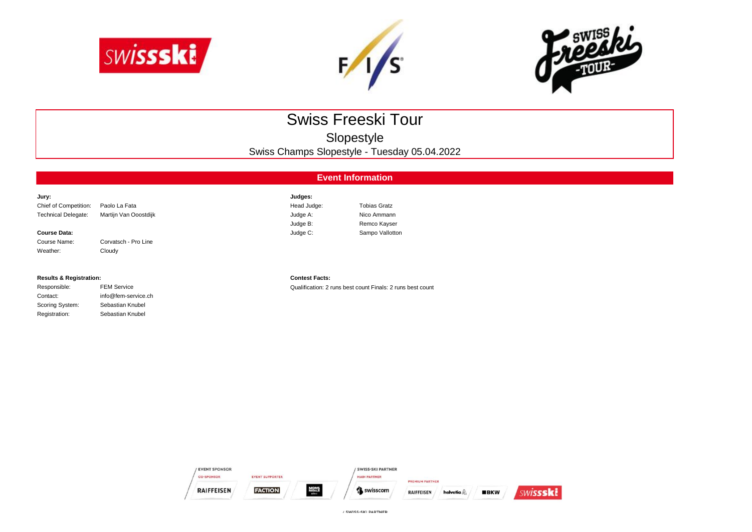# Swiss Freeski Tour

## Slopestyle

Swiss Champs Slopestyle - Tuesday 05.04.2022

## Event Information

**Jury:**

| | |
|---|---|
| Chief of Competition: | Paolo La Fata |
| Technical Delegate: | Martijn Van Ooostdijk |

**Course Data:**

| | |
|---|---|
| Course Name: | Corvatsch - Pro Line |
| Weather: | Cloudy |

**Judges:**

| | |
|---|---|
| Head Judge: | Tobias Gratz |
| Judge A: | Nico Ammann |
| Judge B: | Remco Kayser |
| Judge C: | Sampo Vallotton |

**Results & Registration:**

| | |
|---|---|
| Responsible: | FEM Service |
| Contact: | info@fem-service.ch |
| Scoring System: | Sebastian Knubel |
| Registration: | Sebastian Knubel |

**Contest Facts:**

Qualification: 2 runs best count Finals: 2 runs best count

EVENT SPONSOR
CO-SPONSOR RAIFFEISEN
EVENT SUPPORTER FACTION MONS ROYALE
SWISS-SKI PARTNER
MAIN PARTNER swisscom
PREMIUM PARTNER RAIFFEISEN helvetia BKW swissski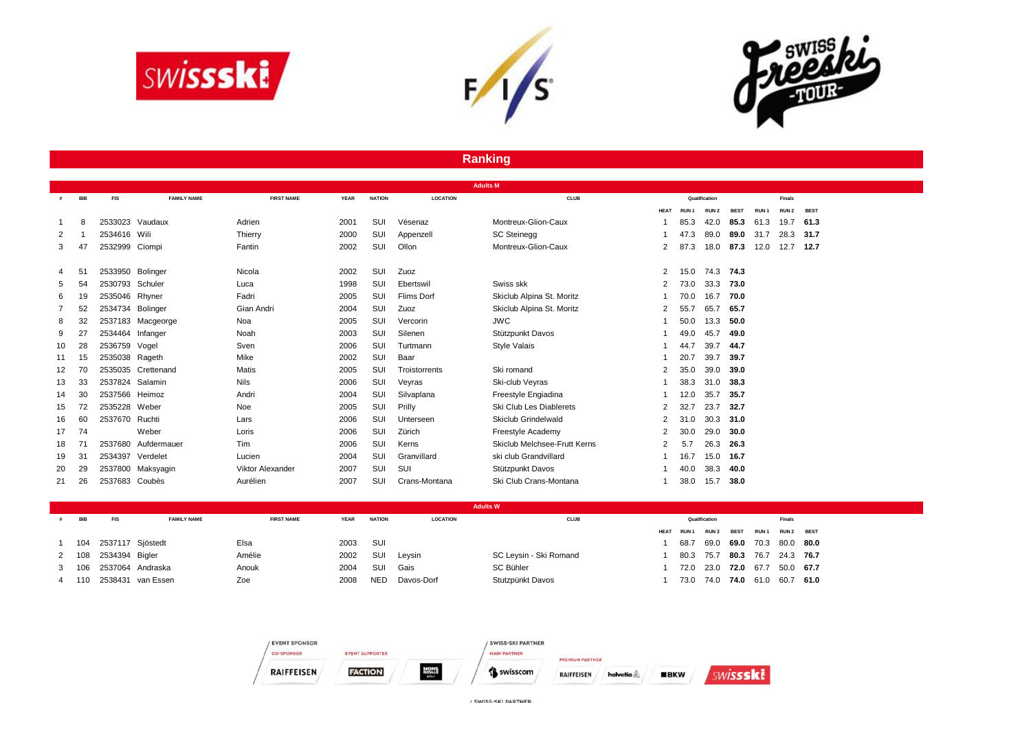## Ranking

### Adults M

| # | BIB | FIS | FAMILY NAME | FIRST NAME | YEAR | NATION | LOCATION | CLUB | Qualification | | | | Finals | | |
|---|---|---|---|---|---|---|---|---|---|---|---|---|---|---|---|
| | | | | | | | | | HEAT | RUN 1 | RUN 2 | BEST | RUN 1 | RUN 2 | BEST |
| 1 | 8 | 2533023 | Vaudaux | Adrien | 2001 | SUI | Vésenaz | Montreux-Glion-Caux | 1 | 85.3 | 42.0 | **85.3** | 61.3 | 19.7 | **61.3** |
| 2 | 1 | 2534616 | Wili | Thierry | 2000 | SUI | Appenzell | SC Steinegg | 1 | 47.3 | 89.0 | **89.0** | 31.7 | 28.3 | **31.7** |
| 3 | 47 | 2532999 | Ciompi | Fantin | 2002 | SUI | Ollon | Montreux-Glion-Caux | 2 | 87.3 | 18.0 | **87.3** | 12.0 | 12.7 | **12.7** |
| 4 | 51 | 2533950 | Bolinger | Nicola | 2002 | SUI | Zuoz | | 2 | 15.0 | 74.3 | **74.3** | | | |
| 5 | 54 | 2530793 | Schuler | Luca | 1998 | SUI | Ebertswil | Swiss skk | 2 | 73.0 | 33.3 | **73.0** | | | |
| 6 | 19 | 2535046 | Rhyner | Fadri | 2005 | SUI | Flims Dorf | Skiclub Alpina St. Moritz | 1 | 70.0 | 16.7 | **70.0** | | | |
| 7 | 52 | 2534734 | Bolinger | Gian Andri | 2004 | SUI | Zuoz | Skiclub Alpina St. Moritz | 2 | 55.7 | 65.7 | **65.7** | | | |
| 8 | 32 | 2537183 | Macgeorge | Noa | 2005 | SUI | Vercorin | JWC | 1 | 50.0 | 13.3 | **50.0** | | | |
| 9 | 27 | 2534464 | Infanger | Noah | 2003 | SUI | Silenen | Stützpunkt Davos | 1 | 49.0 | 45.7 | **49.0** | | | |
| 10 | 28 | 2536759 | Vogel | Sven | 2006 | SUI | Turtmann | Style Valais | 1 | 44.7 | 39.7 | **44.7** | | | |
| 11 | 15 | 2535038 | Rageth | Mike | 2002 | SUI | Baar | | 1 | 20.7 | 39.7 | **39.7** | | | |
| 12 | 70 | 2535035 | Crettenand | Matis | 2005 | SUI | Troistorrents | Ski romand | 2 | 35.0 | 39.0 | **39.0** | | | |
| 13 | 33 | 2537824 | Salamin | Nils | 2006 | SUI | Veyras | Ski-club Veyras | 1 | 38.3 | 31.0 | **38.3** | | | |
| 14 | 30 | 2537566 | Heimoz | Andri | 2004 | SUI | Silvaplana | Freestyle Engiadina | 1 | 12.0 | 35.7 | **35.7** | | | |
| 15 | 72 | 2535228 | Weber | Noe | 2005 | SUI | Prilly | Ski Club Les Diablerets | 2 | 32.7 | 23.7 | **32.7** | | | |
| 16 | 60 | 2537670 | Ruchti | Lars | 2006 | SUI | Unterseen | Skiclub Grindelwald | 2 | 31.0 | 30.3 | **31.0** | | | |
| 17 | 74 | | Weber | Loris | 2006 | SUI | Zürich | Freestyle Academy | 2 | 30.0 | 29.0 | **30.0** | | | |
| 18 | 71 | 2537680 | Aufdermauer | Tim | 2006 | SUI | Kerns | Skiclub Melchsee-Frutt Kerns | 2 | 5.7 | 26.3 | **26.3** | | | |
| 19 | 31 | 2534397 | Verdelet | Lucien | 2004 | SUI | Granvillard | ski club Grandvillard | 1 | 16.7 | 15.0 | **16.7** | | | |
| 20 | 29 | 2537800 | Maksyagin | Viktor Alexander | 2007 | SUI | SUI | Stützpunkt Davos | 1 | 40.0 | 38.3 | **40.0** | | | |
| 21 | 26 | 2537683 | Coubès | Aurélien | 2007 | SUI | Crans-Montana | Ski Club Crans-Montana | 1 | 38.0 | 15.7 | **38.0** | | | |

### Adults W

| # | BIB | FIS | FAMILY NAME | FIRST NAME | YEAR | NATION | LOCATION | CLUB | Qualification | | | | Finals | | |
|---|---|---|---|---|---|---|---|---|---|---|---|---|---|---|---|
| | | | | | | | | | HEAT | RUN 1 | RUN 2 | BEST | RUN 1 | RUN 2 | BEST |
| 1 | 104 | 2537117 | Sjöstedt | Elsa | 2003 | SUI | | | 1 | 68.7 | 69.0 | **69.0** | 70.3 | 80.0 | **80.0** |
| 2 | 108 | 2534394 | Bigler | Amélie | 2002 | SUI | Leysin | SC Leysin - Ski Romand | 1 | 80.3 | 75.7 | **80.3** | 76.7 | 24.3 | **76.7** |
| 3 | 106 | 2537064 | Andraska | Anouk | 2004 | SUI | Gais | SC Bühler | 1 | 72.0 | 23.0 | **72.0** | 67.7 | 50.0 | **67.7** |
| 4 | 110 | 2538431 | van Essen | Zoe | 2008 | NED | Davos-Dorf | Stutzpünkt Davos | 1 | 73.0 | 74.0 | **74.0** | 61.0 | 60.7 | **61.0** |

EVENT SPONSOR
CO-SPONSOR RAIFFEISEN
EVENT SUPPORTER FACTION MONS ROYALE
SWISS-SKI PARTNER
MAIN PARTNER swisscom
PREMIUM PARTNER RAIFFEISEN helvetia BKW swissski